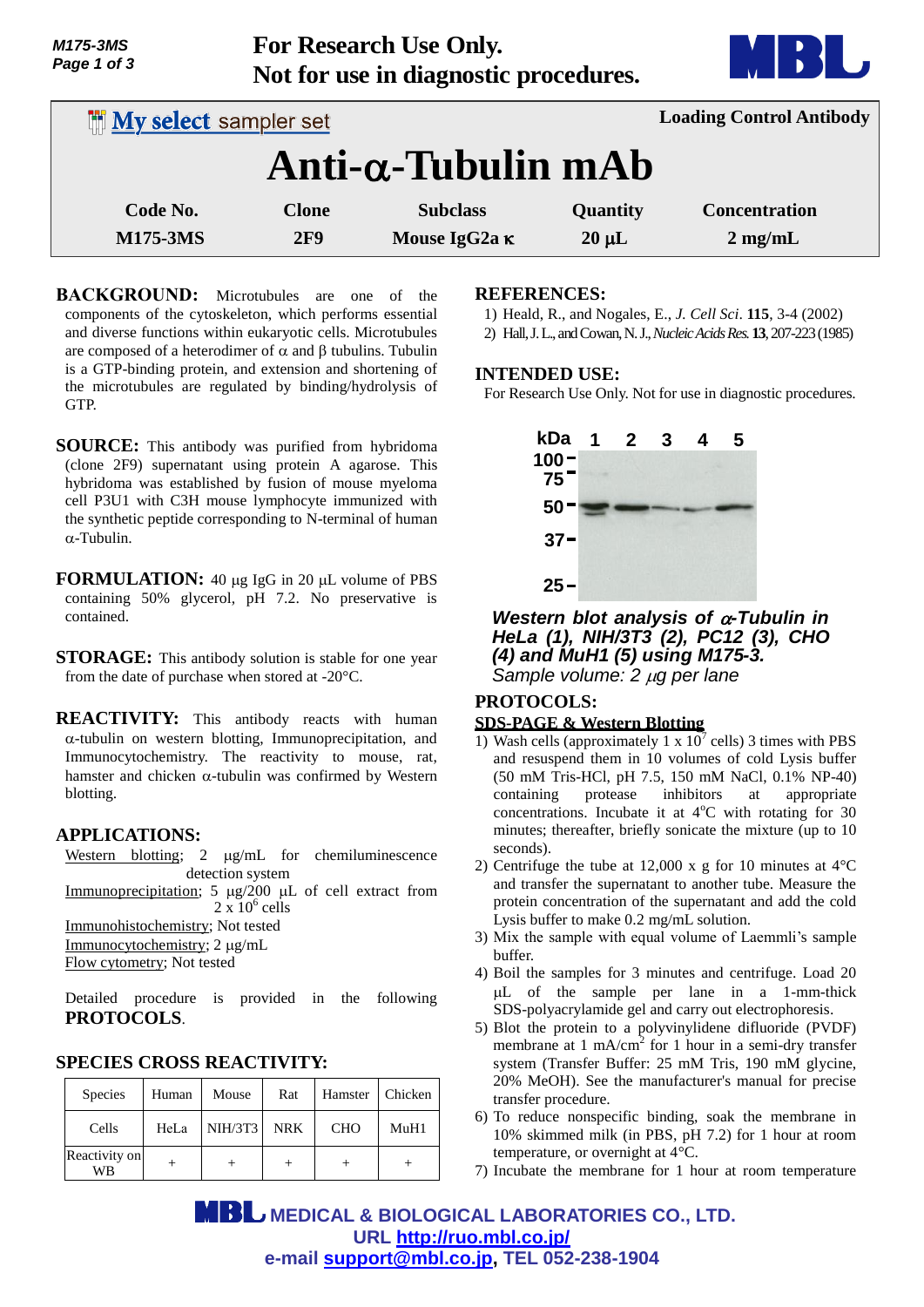**For Research Use Only.**
**Not for use in diagnostic procedures.**

My select sampler set — **Loading Control Antibody**

# Anti-α-Tubulin mAb

| Code No. | Clone | Subclass | Quantity | Concentration |
|---|---|---|---|---|
| M175-3MS | 2F9 | Mouse IgG2a κ | 20 μL | 2 mg/mL |

**BACKGROUND:** Microtubules are one of the components of the cytoskeleton, which performs essential and diverse functions within eukaryotic cells. Microtubules are composed of a heterodimer of α and β tubulins. Tubulin is a GTP-binding protein, and extension and shortening of the microtubules are regulated by binding/hydrolysis of GTP.

**SOURCE:** This antibody was purified from hybridoma (clone 2F9) supernatant using protein A agarose. This hybridoma was established by fusion of mouse myeloma cell P3U1 with C3H mouse lymphocyte immunized with the synthetic peptide corresponding to N-terminal of human α-Tubulin.

**FORMULATION:** 40 μg IgG in 20 μL volume of PBS containing 50% glycerol, pH 7.2. No preservative is contained.

**STORAGE:** This antibody solution is stable for one year from the date of purchase when stored at -20°C.

**REACTIVITY:** This antibody reacts with human α-tubulin on western blotting, Immunoprecipitation, and Immunocytochemistry. The reactivity to mouse, rat, hamster and chicken α-tubulin was confirmed by Western blotting.

**APPLICATIONS:**

Western blotting; 2 μg/mL for chemiluminescence detection system
Immunoprecipitation; 5 μg/200 μL of cell extract from $2 \times 10^6$ cells
Immunohistochemistry; Not tested
Immunocytochemistry; 2 μg/mL
Flow cytometry; Not tested

Detailed procedure is provided in the following **PROTOCOLS**.

**SPECIES CROSS REACTIVITY:**

| Species | Human | Mouse | Rat | Hamster | Chicken |
|---|---|---|---|---|---|
| Cells | HeLa | NIH/3T3 | NRK | CHO | MuH1 |
| Reactivity on WB | + | + | + | + | + |

**REFERENCES:**

1) Heald, R., and Nogales, E., *J. Cell Sci*. **115**, 3-4 (2002)
2) Hall, J. L., and Cowan, N. J., *Nucleic Acids Res.* **13**, 207-223 (1985)

**INTENDED USE:**

For Research Use Only. Not for use in diagnostic procedures.

***Western blot analysis of α-Tubulin in HeLa (1), NIH/3T3 (2), PC12 (3), CHO (4) and MuH1 (5) using M175-3.***
*Sample volume: 2 μg per lane*

**PROTOCOLS:**

**SDS-PAGE & Western Blotting**

1) Wash cells (approximately $1 \times 10^7$ cells) 3 times with PBS and resuspend them in 10 volumes of cold Lysis buffer (50 mM Tris-HCl, pH 7.5, 150 mM NaCl, 0.1% NP-40) containing protease inhibitors at appropriate concentrations. Incubate it at 4°C with rotating for 30 minutes; thereafter, briefly sonicate the mixture (up to 10 seconds).
2) Centrifuge the tube at 12,000 x g for 10 minutes at 4°C and transfer the supernatant to another tube. Measure the protein concentration of the supernatant and add the cold Lysis buffer to make 0.2 mg/mL solution.
3) Mix the sample with equal volume of Laemmli's sample buffer.
4) Boil the samples for 3 minutes and centrifuge. Load 20 μL of the sample per lane in a 1-mm-thick SDS-polyacrylamide gel and carry out electrophoresis.
5) Blot the protein to a polyvinylidene difluoride (PVDF) membrane at 1 mA/cm$^2$ for 1 hour in a semi-dry transfer system (Transfer Buffer: 25 mM Tris, 190 mM glycine, 20% MeOH). See the manufacturer's manual for precise transfer procedure.
6) To reduce nonspecific binding, soak the membrane in 10% skimmed milk (in PBS, pH 7.2) for 1 hour at room temperature, or overnight at 4°C.
7) Incubate the membrane for 1 hour at room temperature

**MBL MEDICAL & BIOLOGICAL LABORATORIES CO., LTD.**
URL http://ruo.mbl.co.jp/
e-mail support@mbl.co.jp, TEL 052-238-1904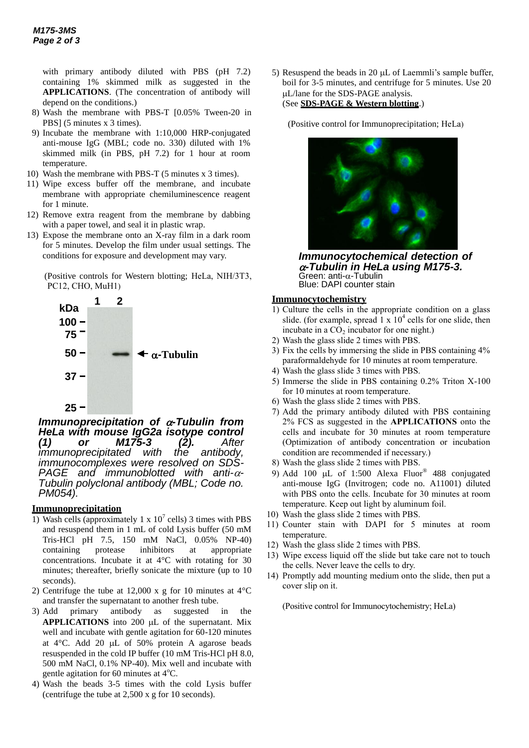with primary antibody diluted with PBS (pH 7.2) containing 1% skimmed milk as suggested in the **APPLICATIONS**. (The concentration of antibody will depend on the conditions.)

8) Wash the membrane with PBS-T [0.05% Tween-20 in PBS] (5 minutes x 3 times).
9) Incubate the membrane with 1:10,000 HRP-conjugated anti-mouse IgG (MBL; code no. 330) diluted with 1% skimmed milk (in PBS, pH 7.2) for 1 hour at room temperature.
10) Wash the membrane with PBS-T (5 minutes x 3 times).
11) Wipe excess buffer off the membrane, and incubate membrane with appropriate chemiluminescence reagent for 1 minute.
12) Remove extra reagent from the membrane by dabbing with a paper towel, and seal it in plastic wrap.
13) Expose the membrane onto an X-ray film in a dark room for 5 minutes. Develop the film under usual settings. The conditions for exposure and development may vary.

(Positive controls for Western blotting; HeLa, NIH/3T3, PC12, CHO, MuH1)

*Immunoprecipitation of α-Tubulin from HeLa with mouse IgG2a isotype control (1) or M175-3 (2). After immunoprecipitated with the antibody, immunocomplexes were resolved on SDS-PAGE and immunoblotted with anti-α-Tubulin polyclonal antibody (MBL; Code no. PM054).*

## Immunoprecipitation

1) Wash cells (approximately 1 x $10^7$ cells) 3 times with PBS and resuspend them in 1 mL of cold Lysis buffer (50 mM Tris-HCl pH 7.5, 150 mM NaCl, 0.05% NP-40) containing protease inhibitors at appropriate concentrations. Incubate it at 4°C with rotating for 30 minutes; thereafter, briefly sonicate the mixture (up to 10 seconds).
2) Centrifuge the tube at 12,000 x g for 10 minutes at 4°C and transfer the supernatant to another fresh tube.
3) Add primary antibody as suggested in the **APPLICATIONS** into 200 μL of the supernatant. Mix well and incubate with gentle agitation for 60-120 minutes at 4°C. Add 20 μL of 50% protein A agarose beads resuspended in the cold IP buffer (10 mM Tris-HCl pH 8.0, 500 mM NaCl, 0.1% NP-40). Mix well and incubate with gentle agitation for 60 minutes at 4°C.
4) Wash the beads 3-5 times with the cold Lysis buffer (centrifuge the tube at 2,500 x g for 10 seconds).
5) Resuspend the beads in 20 μL of Laemmli's sample buffer, boil for 3-5 minutes, and centrifuge for 5 minutes. Use 20 μL/lane for the SDS-PAGE analysis. (See **SDS-PAGE & Western blotting**.)

(Positive control for Immunoprecipitation; HeLa)

*Immunocytochemical detection of α-Tubulin in HeLa using M175-3.*
Green: anti-α-Tubulin
Blue: DAPI counter stain

## Immunocytochemistry

1) Culture the cells in the appropriate condition on a glass slide. (for example, spread 1 x $10^4$ cells for one slide, then incubate in a $CO_2$ incubator for one night.)
2) Wash the glass slide 2 times with PBS.
3) Fix the cells by immersing the slide in PBS containing 4% paraformaldehyde for 10 minutes at room temperature.
4) Wash the glass slide 3 times with PBS.
5) Immerse the slide in PBS containing 0.2% Triton X-100 for 10 minutes at room temperature.
6) Wash the glass slide 2 times with PBS.
7) Add the primary antibody diluted with PBS containing 2% FCS as suggested in the **APPLICATIONS** onto the cells and incubate for 30 minutes at room temperature (Optimization of antibody concentration or incubation condition are recommended if necessary.)
8) Wash the glass slide 2 times with PBS.
9) Add 100 μL of 1:500 Alexa Fluor® 488 conjugated anti-mouse IgG (Invitrogen; code no. A11001) diluted with PBS onto the cells. Incubate for 30 minutes at room temperature. Keep out light by aluminum foil.
10) Wash the glass slide 2 times with PBS.
11) Counter stain with DAPI for 5 minutes at room temperature.
12) Wash the glass slide 2 times with PBS.
13) Wipe excess liquid off the slide but take care not to touch the cells. Never leave the cells to dry.
14) Promptly add mounting medium onto the slide, then put a cover slip on it.

(Positive control for Immunocytochemistry; HeLa)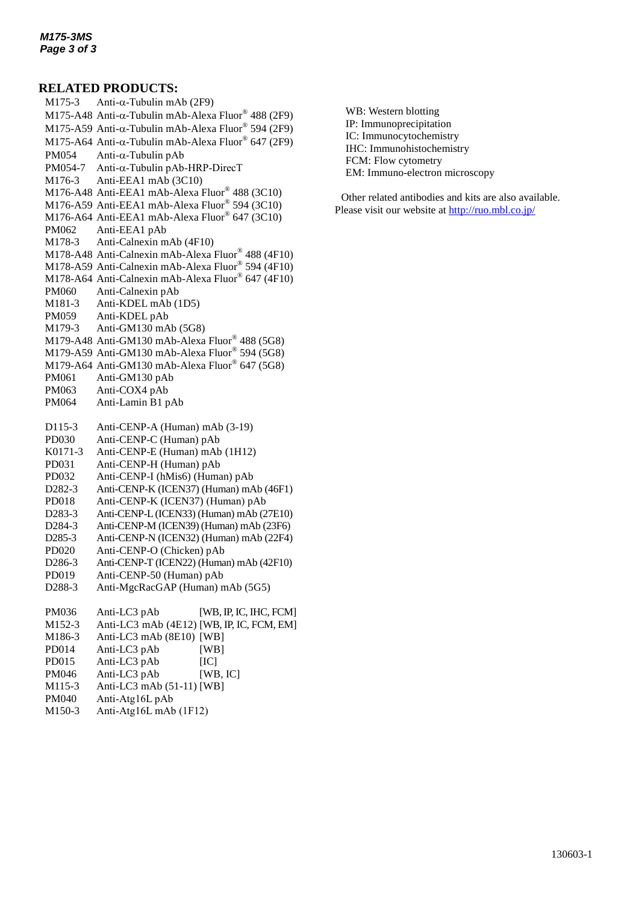## RELATED PRODUCTS:

| | |
|---|---|
| M175-3 | Anti-α-Tubulin mAb (2F9) |
| M175-A48 | Anti-α-Tubulin mAb-Alexa Fluor® 488 (2F9) |
| M175-A59 | Anti-α-Tubulin mAb-Alexa Fluor® 594 (2F9) |
| M175-A64 | Anti-α-Tubulin mAb-Alexa Fluor® 647 (2F9) |
| PM054 | Anti-α-Tubulin pAb |
| PM054-7 | Anti-α-Tubulin pAb-HRP-DirecT |
| M176-3 | Anti-EEA1 mAb (3C10) |
| M176-A48 | Anti-EEA1 mAb-Alexa Fluor® 488 (3C10) |
| M176-A59 | Anti-EEA1 mAb-Alexa Fluor® 594 (3C10) |
| M176-A64 | Anti-EEA1 mAb-Alexa Fluor® 647 (3C10) |
| PM062 | Anti-EEA1 pAb |
| M178-3 | Anti-Calnexin mAb (4F10) |
| M178-A48 | Anti-Calnexin mAb-Alexa Fluor® 488 (4F10) |
| M178-A59 | Anti-Calnexin mAb-Alexa Fluor® 594 (4F10) |
| M178-A64 | Anti-Calnexin mAb-Alexa Fluor® 647 (4F10) |
| PM060 | Anti-Calnexin pAb |
| M181-3 | Anti-KDEL mAb (1D5) |
| PM059 | Anti-KDEL pAb |
| M179-3 | Anti-GM130 mAb (5G8) |
| M179-A48 | Anti-GM130 mAb-Alexa Fluor® 488 (5G8) |
| M179-A59 | Anti-GM130 mAb-Alexa Fluor® 594 (5G8) |
| M179-A64 | Anti-GM130 mAb-Alexa Fluor® 647 (5G8) |
| PM061 | Anti-GM130 pAb |
| PM063 | Anti-COX4 pAb |
| PM064 | Anti-Lamin B1 pAb |

| | |
|---|---|
| D115-3 | Anti-CENP-A (Human) mAb (3-19) |
| PD030 | Anti-CENP-C (Human) pAb |
| K0171-3 | Anti-CENP-E (Human) mAb (1H12) |
| PD031 | Anti-CENP-H (Human) pAb |
| PD032 | Anti-CENP-I (hMis6) (Human) pAb |
| D282-3 | Anti-CENP-K (ICEN37) (Human) mAb (46F1) |
| PD018 | Anti-CENP-K (ICEN37) (Human) pAb |
| D283-3 | Anti-CENP-L (ICEN33) (Human) mAb (27E10) |
| D284-3 | Anti-CENP-M (ICEN39) (Human) mAb (23F6) |
| D285-3 | Anti-CENP-N (ICEN32) (Human) mAb (22F4) |
| PD020 | Anti-CENP-O (Chicken) pAb |
| D286-3 | Anti-CENP-T (ICEN22) (Human) mAb (42F10) |
| PD019 | Anti-CENP-50 (Human) pAb |
| D288-3 | Anti-MgcRacGAP (Human) mAb (5G5) |

| | | |
|---|---|---|
| PM036 | Anti-LC3 pAb | [WB, IP, IC, IHC, FCM] |
| M152-3 | Anti-LC3 mAb (4E12) | [WB, IP, IC, FCM, EM] |
| M186-3 | Anti-LC3 mAb (8E10) | [WB] |
| PD014 | Anti-LC3 pAb | [WB] |
| PD015 | Anti-LC3 pAb | [IC] |
| PM046 | Anti-LC3 pAb | [WB, IC] |
| M115-3 | Anti-LC3 mAb (51-11) | [WB] |
| PM040 | Anti-Atg16L pAb | |
| M150-3 | Anti-Atg16L mAb (1F12) | |

WB: Western blotting
IP: Immunoprecipitation
IC: Immunocytochemistry
IHC: Immunohistochemistry
FCM: Flow cytometry
EM: Immuno-electron microscopy

Other related antibodies and kits are also available.
Please visit our website at http://ruo.mbl.co.jp/

130603-1